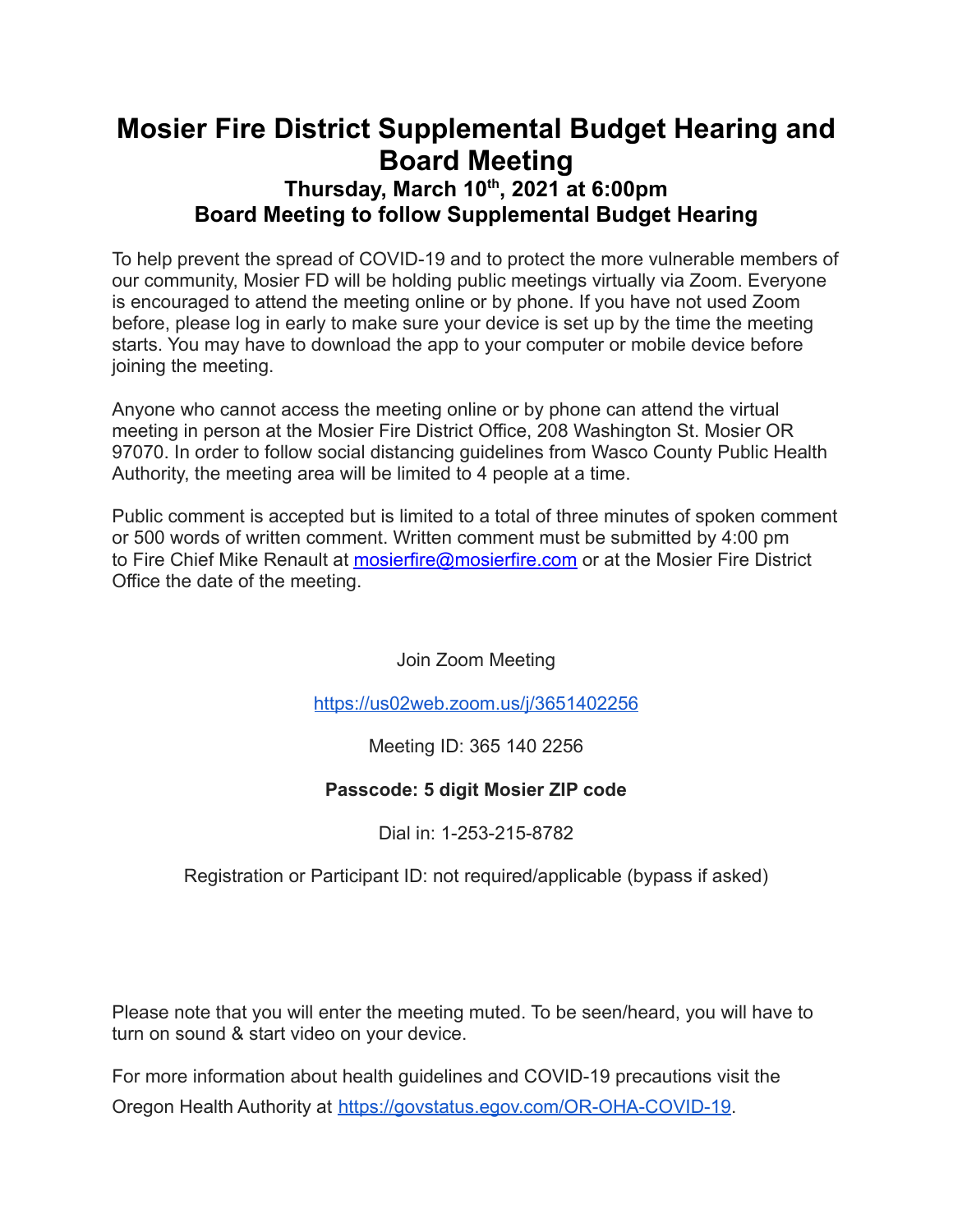# Mosier Fire District Supplemental Budget Hearing and Board Meeting

### Thursday, March 10th, 2021 at 6:00pm
### Board Meeting to follow Supplemental Budget Hearing

To help prevent the spread of COVID-19 and to protect the more vulnerable members of our community, Mosier FD will be holding public meetings virtually via Zoom. Everyone is encouraged to attend the meeting online or by phone. If you have not used Zoom before, please log in early to make sure your device is set up by the time the meeting starts. You may have to download the app to your computer or mobile device before joining the meeting.

Anyone who cannot access the meeting online or by phone can attend the virtual meeting in person at the Mosier Fire District Office, 208 Washington St. Mosier OR 97070. In order to follow social distancing guidelines from Wasco County Public Health Authority, the meeting area will be limited to 4 people at a time.

Public comment is accepted but is limited to a total of three minutes of spoken comment or 500 words of written comment. Written comment must be submitted by 4:00 pm to Fire Chief Mike Renault at mosierfire@mosierfire.com or at the Mosier Fire District Office the date of the meeting.

Join Zoom Meeting

https://us02web.zoom.us/j/3651402256

Meeting ID: 365 140 2256

**Passcode: 5 digit Mosier ZIP code**

Dial in: 1-253-215-8782

Registration or Participant ID: not required/applicable (bypass if asked)

Please note that you will enter the meeting muted. To be seen/heard, you will have to turn on sound & start video on your device.

For more information about health guidelines and COVID-19 precautions visit the Oregon Health Authority at https://govstatus.egov.com/OR-OHA-COVID-19.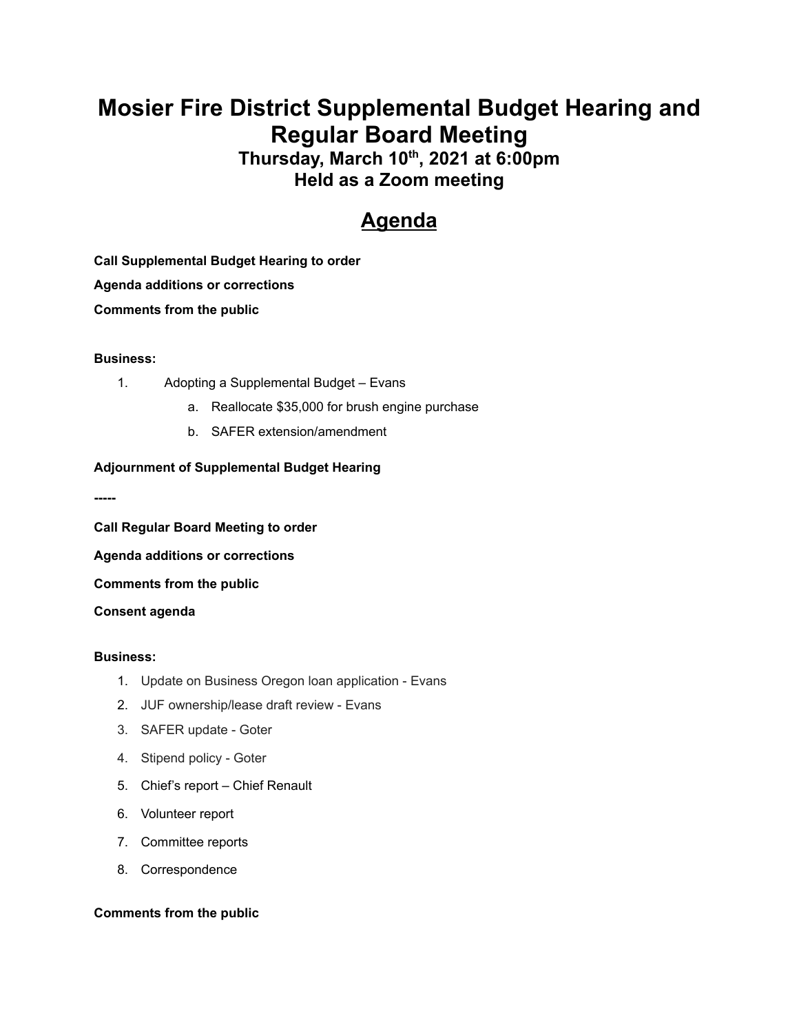# Mosier Fire District Supplemental Budget Hearing and Regular Board Meeting

### Thursday, March 10th, 2021 at 6:00pm
### Held as a Zoom meeting

## Agenda

**Call Supplemental Budget Hearing to order**

**Agenda additions or corrections**

**Comments from the public**

**Business:**

1. Adopting a Supplemental Budget – Evans
   a. Reallocate $35,000 for brush engine purchase
   b. SAFER extension/amendment

**Adjournment of Supplemental Budget Hearing**

**-----**

**Call Regular Board Meeting to order**

**Agenda additions or corrections**

**Comments from the public**

**Consent agenda**

**Business:**

1. Update on Business Oregon loan application - Evans
2. JUF ownership/lease draft review - Evans
3. SAFER update - Goter
4. Stipend policy - Goter
5. Chief's report – Chief Renault
6. Volunteer report
7. Committee reports
8. Correspondence

**Comments from the public**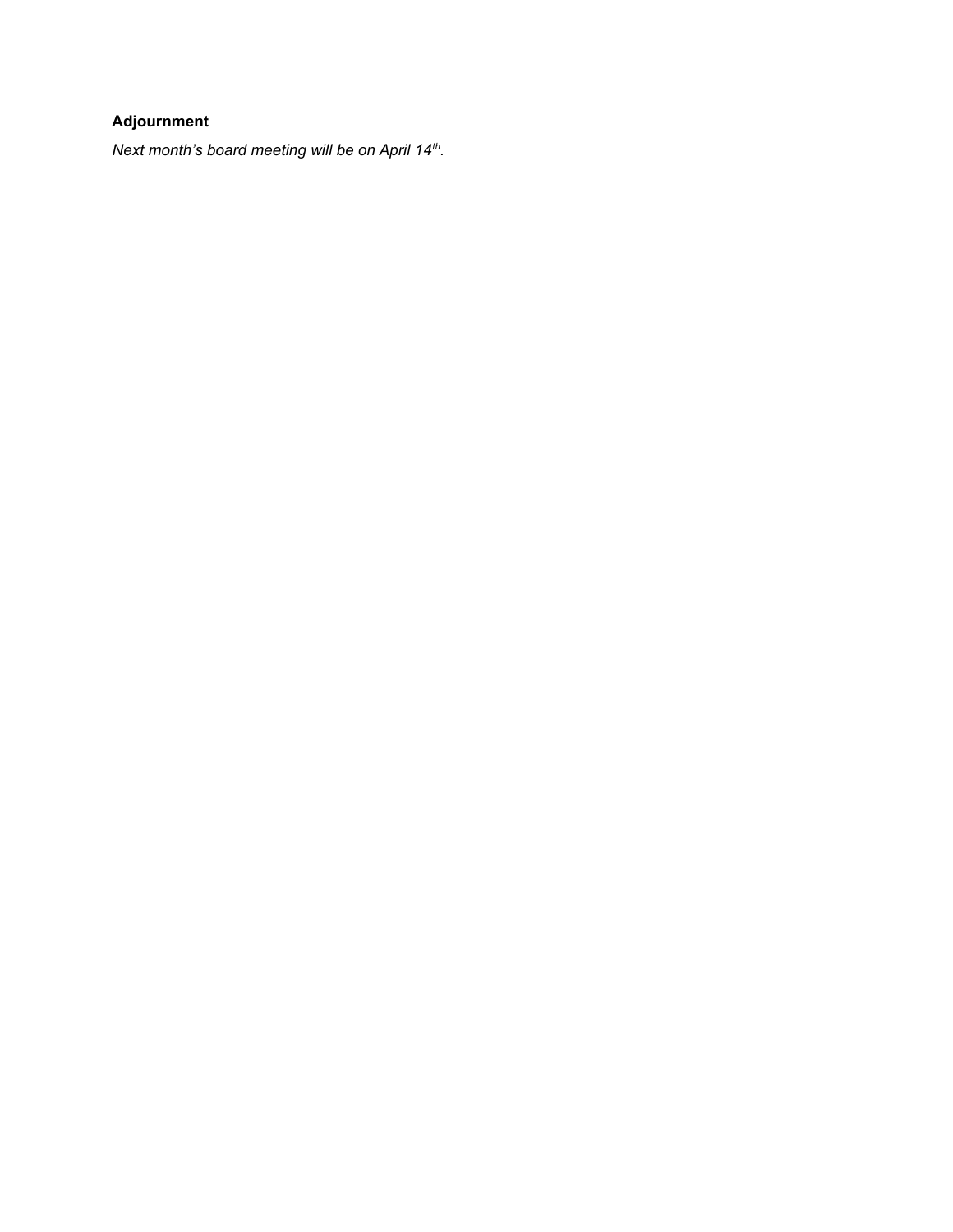**Adjournment**

*Next month's board meeting will be on April 14th.*